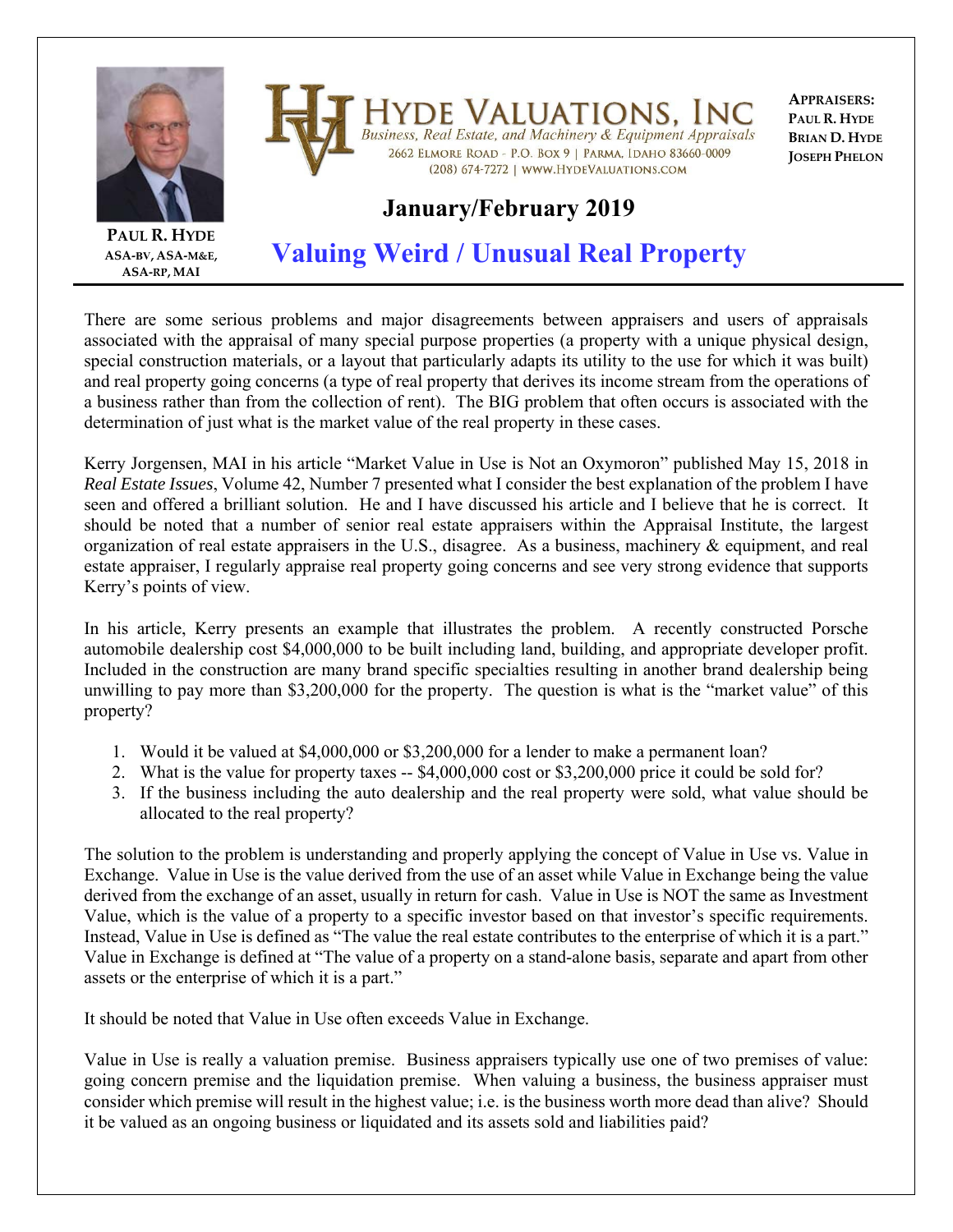**HYDE VALUATIONS, INC**

*Business, Real Estate, and Machinery & Equipment Appraisals*

2662 Elmore Road - P.O. Box 9 | Parma, Idaho 83660-0009

(208) 674-7272 | www.HydeValuations.com

**APPRAISERS:**
**PAUL R. HYDE**
**BRIAN D. HYDE**
**JOSEPH PHELON**

**PAUL R. HYDE**
**ASA-BV, ASA-M&E, ASA-RP, MAI**

## January/February 2019

# Valuing Weird / Unusual Real Property

There are some serious problems and major disagreements between appraisers and users of appraisals associated with the appraisal of many special purpose properties (a property with a unique physical design, special construction materials, or a layout that particularly adapts its utility to the use for which it was built) and real property going concerns (a type of real property that derives its income stream from the operations of a business rather than from the collection of rent). The BIG problem that often occurs is associated with the determination of just what is the market value of the real property in these cases.

Kerry Jorgensen, MAI in his article "Market Value in Use is Not an Oxymoron" published May 15, 2018 in *Real Estate Issues*, Volume 42, Number 7 presented what I consider the best explanation of the problem I have seen and offered a brilliant solution. He and I have discussed his article and I believe that he is correct. It should be noted that a number of senior real estate appraisers within the Appraisal Institute, the largest organization of real estate appraisers in the U.S., disagree. As a business, machinery & equipment, and real estate appraiser, I regularly appraise real property going concerns and see very strong evidence that supports Kerry's points of view.

In his article, Kerry presents an example that illustrates the problem. A recently constructed Porsche automobile dealership cost $4,000,000 to be built including land, building, and appropriate developer profit. Included in the construction are many brand specific specialties resulting in another brand dealership being unwilling to pay more than $3,200,000 for the property. The question is what is the "market value" of this property?

1. Would it be valued at $4,000,000 or $3,200,000 for a lender to make a permanent loan?
2. What is the value for property taxes -- $4,000,000 cost or $3,200,000 price it could be sold for?
3. If the business including the auto dealership and the real property were sold, what value should be allocated to the real property?

The solution to the problem is understanding and properly applying the concept of Value in Use vs. Value in Exchange. Value in Use is the value derived from the use of an asset while Value in Exchange being the value derived from the exchange of an asset, usually in return for cash. Value in Use is NOT the same as Investment Value, which is the value of a property to a specific investor based on that investor's specific requirements. Instead, Value in Use is defined as "The value the real estate contributes to the enterprise of which it is a part." Value in Exchange is defined at "The value of a property on a stand-alone basis, separate and apart from other assets or the enterprise of which it is a part."

It should be noted that Value in Use often exceeds Value in Exchange.

Value in Use is really a valuation premise. Business appraisers typically use one of two premises of value: going concern premise and the liquidation premise. When valuing a business, the business appraiser must consider which premise will result in the highest value; i.e. is the business worth more dead than alive? Should it be valued as an ongoing business or liquidated and its assets sold and liabilities paid?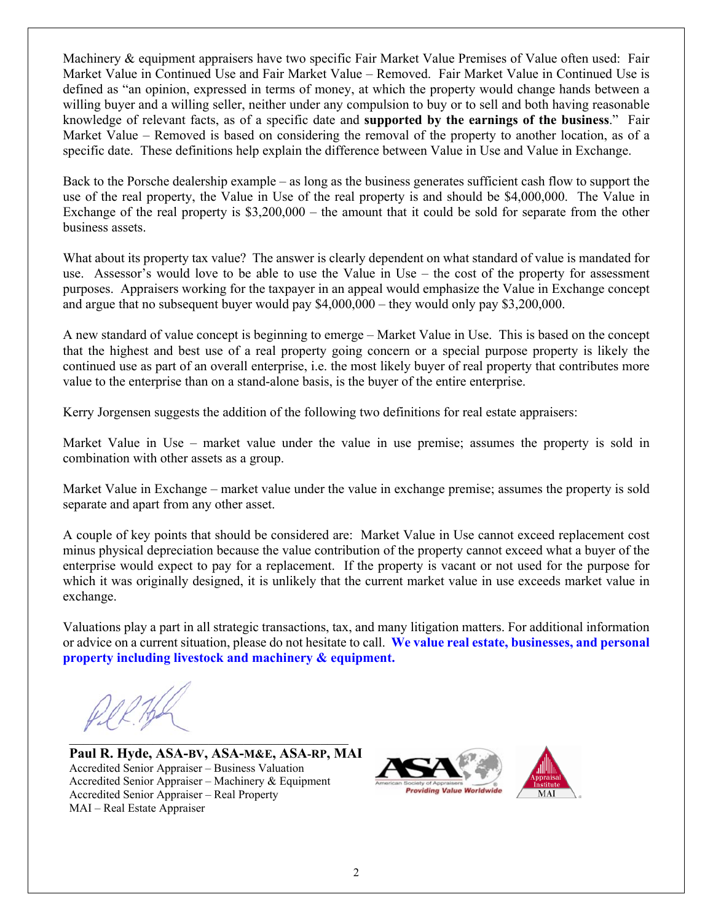Machinery & equipment appraisers have two specific Fair Market Value Premises of Value often used: Fair Market Value in Continued Use and Fair Market Value – Removed. Fair Market Value in Continued Use is defined as "an opinion, expressed in terms of money, at which the property would change hands between a willing buyer and a willing seller, neither under any compulsion to buy or to sell and both having reasonable knowledge of relevant facts, as of a specific date and **supported by the earnings of the business**." Fair Market Value – Removed is based on considering the removal of the property to another location, as of a specific date. These definitions help explain the difference between Value in Use and Value in Exchange.

Back to the Porsche dealership example – as long as the business generates sufficient cash flow to support the use of the real property, the Value in Use of the real property is and should be $4,000,000. The Value in Exchange of the real property is $3,200,000 – the amount that it could be sold for separate from the other business assets.

What about its property tax value? The answer is clearly dependent on what standard of value is mandated for use. Assessor's would love to be able to use the Value in Use – the cost of the property for assessment purposes. Appraisers working for the taxpayer in an appeal would emphasize the Value in Exchange concept and argue that no subsequent buyer would pay $4,000,000 – they would only pay $3,200,000.

A new standard of value concept is beginning to emerge – Market Value in Use. This is based on the concept that the highest and best use of a real property going concern or a special purpose property is likely the continued use as part of an overall enterprise, i.e. the most likely buyer of real property that contributes more value to the enterprise than on a stand-alone basis, is the buyer of the entire enterprise.

Kerry Jorgensen suggests the addition of the following two definitions for real estate appraisers:

Market Value in Use – market value under the value in use premise; assumes the property is sold in combination with other assets as a group.

Market Value in Exchange – market value under the value in exchange premise; assumes the property is sold separate and apart from any other asset.

A couple of key points that should be considered are: Market Value in Use cannot exceed replacement cost minus physical depreciation because the value contribution of the property cannot exceed what a buyer of the enterprise would expect to pay for a replacement. If the property is vacant or not used for the purpose for which it was originally designed, it is unlikely that the current market value in use exceeds market value in exchange.

Valuations play a part in all strategic transactions, tax, and many litigation matters. For additional information or advice on a current situation, please do not hesitate to call. **We value real estate, businesses, and personal property including livestock and machinery & equipment.**

**Paul R. Hyde, ASA-BV, ASA-M&E, ASA-RP, MAI**
Accredited Senior Appraiser – Business Valuation
Accredited Senior Appraiser – Machinery & Equipment
Accredited Senior Appraiser – Real Property
MAI – Real Estate Appraiser

ASA
American Society of Appraisers
Providing Value Worldwide

Appraisal Institute
MAI